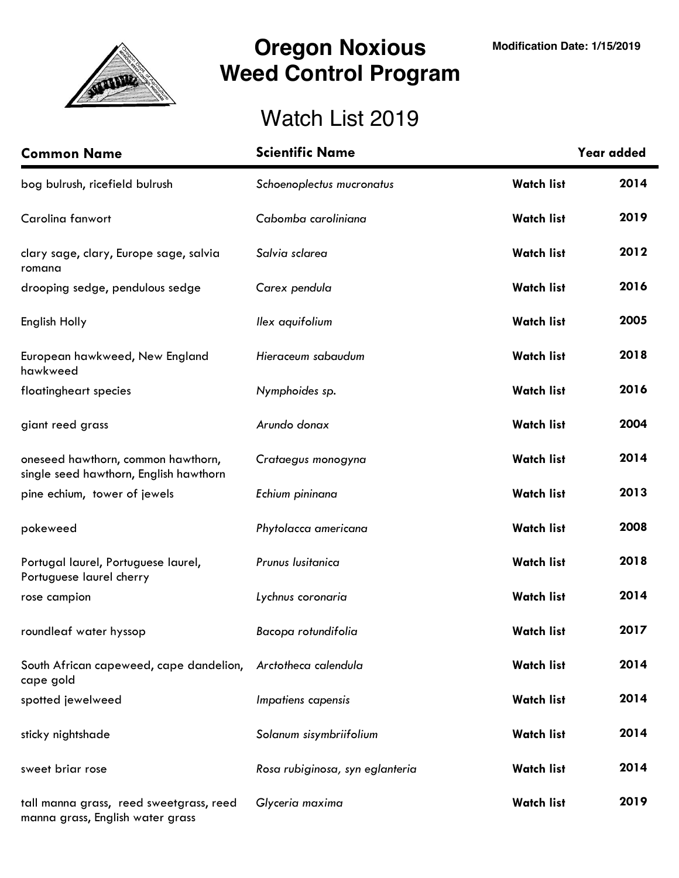# Oregon Noxious Weed Control Program

**Modification Date: 1/15/2019**

## Watch List 2019

| Common Name | Scientific Name | | Year added |
|---|---|---|---|
| bog bulrush, ricefield bulrush | *Schoenoplectus mucronatus* | **Watch list** | **2014** |
| Carolina fanwort | *Cabomba caroliniana* | **Watch list** | **2019** |
| clary sage, clary, Europe sage, salvia romana | *Salvia sclarea* | **Watch list** | **2012** |
| drooping sedge, pendulous sedge | *Carex pendula* | **Watch list** | **2016** |
| English Holly | *Ilex aquifolium* | **Watch list** | **2005** |
| European hawkweed, New England hawkweed | *Hieraceum sabaudum* | **Watch list** | **2018** |
| floatingheart species | *Nymphoides sp.* | **Watch list** | **2016** |
| giant reed grass | *Arundo donax* | **Watch list** | **2004** |
| oneseed hawthorn, common hawthorn, single seed hawthorn, English hawthorn | *Crataegus monogyna* | **Watch list** | **2014** |
| pine echium, tower of jewels | *Echium pininana* | **Watch list** | **2013** |
| pokeweed | *Phytolacca americana* | **Watch list** | **2008** |
| Portugal laurel, Portuguese laurel, Portuguese laurel cherry | *Prunus lusitanica* | **Watch list** | **2018** |
| rose campion | *Lychnus coronaria* | **Watch list** | **2014** |
| roundleaf water hyssop | *Bacopa rotundifolia* | **Watch list** | **2017** |
| South African capeweed, cape dandelion, cape gold | *Arctotheca calendula* | **Watch list** | **2014** |
| spotted jewelweed | *Impatiens capensis* | **Watch list** | **2014** |
| sticky nightshade | *Solanum sisymbriifolium* | **Watch list** | **2014** |
| sweet briar rose | *Rosa rubiginosa, syn eglanteria* | **Watch list** | **2014** |
| tall manna grass, reed sweetgrass, reed manna grass, English water grass | *Glyceria maxima* | **Watch list** | **2019** |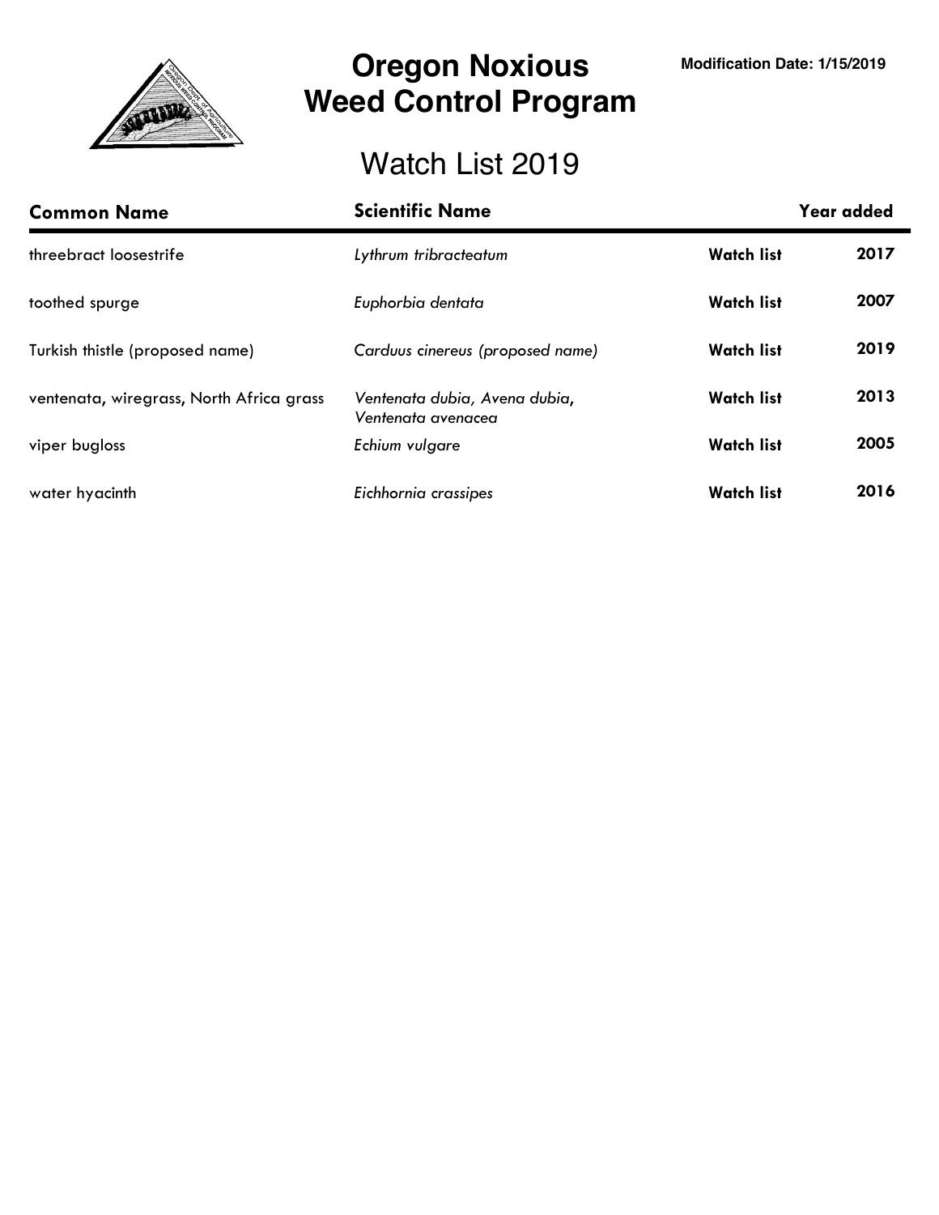# Oregon Noxious Weed Control Program

**Modification Date: 1/15/2019**

## Watch List 2019

| Common Name | Scientific Name | | Year added |
|---|---|---|---|
| threebract loosestrife | *Lythrum tribracteatum* | **Watch list** | **2017** |
| toothed spurge | *Euphorbia dentata* | **Watch list** | **2007** |
| Turkish thistle (proposed name) | *Carduus cinereus (proposed name)* | **Watch list** | **2019** |
| ventenata, wiregrass, North Africa grass | *Ventenata dubia, Avena dubia, Ventenata avenacea* | **Watch list** | **2013** |
| viper bugloss | *Echium vulgare* | **Watch list** | **2005** |
| water hyacinth | *Eichhornia crassipes* | **Watch list** | **2016** |